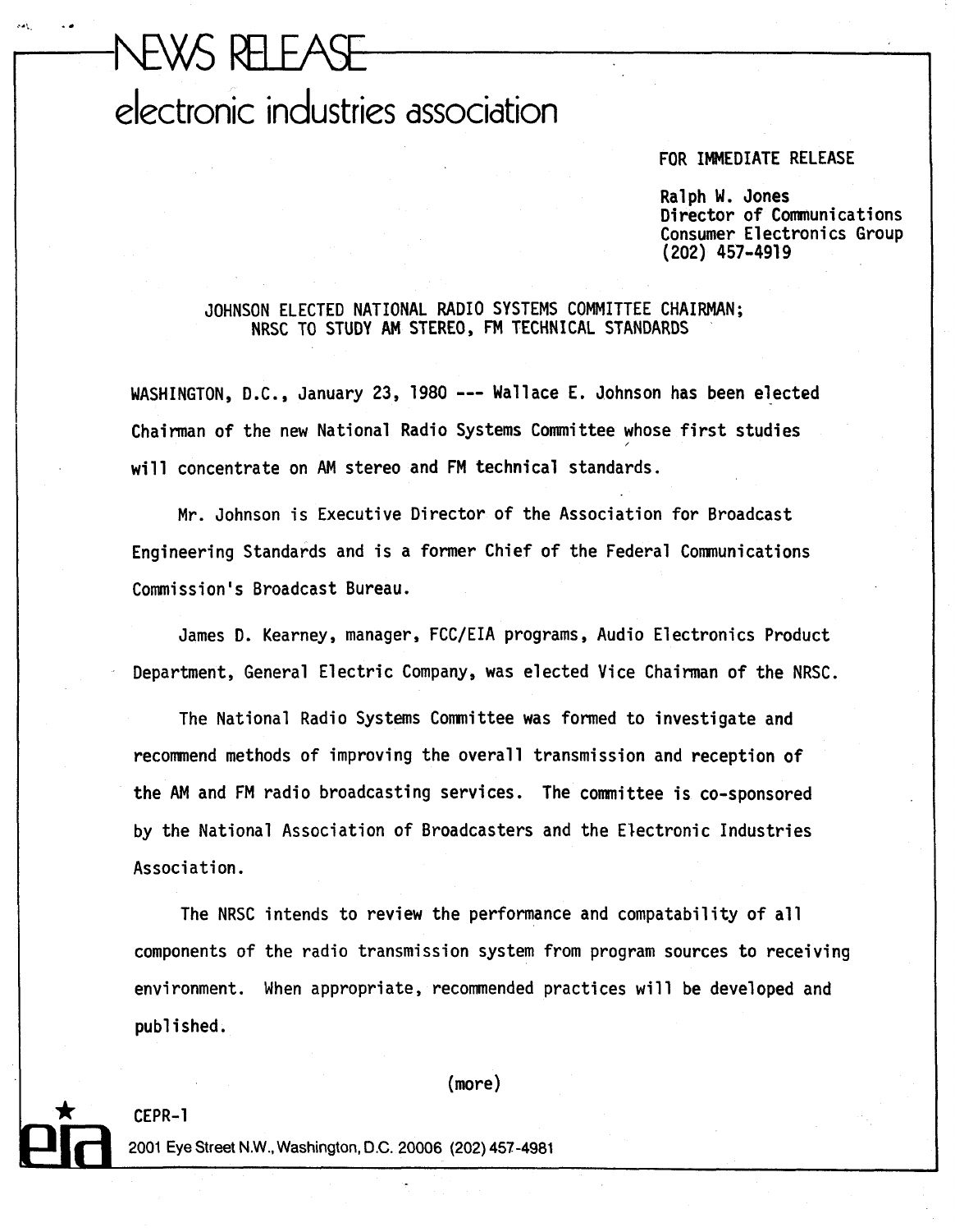# NEWS RELEASE

## electronic industries association

FOR IMMEDIATE RELEASE

Ralph W. Jones
Director of Communications
Consumer Electronics Group
(202) 457-4919

### JOHNSON ELECTED NATIONAL RADIO SYSTEMS COMMITTEE CHAIRMAN; NRSC TO STUDY AM STEREO, FM TECHNICAL STANDARDS

WASHINGTON, D.C., January 23, 1980 --- Wallace E. Johnson has been elected Chairman of the new National Radio Systems Committee whose first studies will concentrate on AM stereo and FM technical standards.

Mr. Johnson is Executive Director of the Association for Broadcast Engineering Standards and is a former Chief of the Federal Communications Commission's Broadcast Bureau.

James D. Kearney, manager, FCC/EIA programs, Audio Electronics Product Department, General Electric Company, was elected Vice Chairman of the NRSC.

The National Radio Systems Committee was formed to investigate and recommend methods of improving the overall transmission and reception of the AM and FM radio broadcasting services. The committee is co-sponsored by the National Association of Broadcasters and the Electronic Industries Association.

The NRSC intends to review the performance and compatability of all components of the radio transmission system from program sources to receiving environment. When appropriate, recommended practices will be developed and published.

(more)

CEPR-1

2001 Eye Street N.W., Washington, D.C. 20006 (202) 457-4981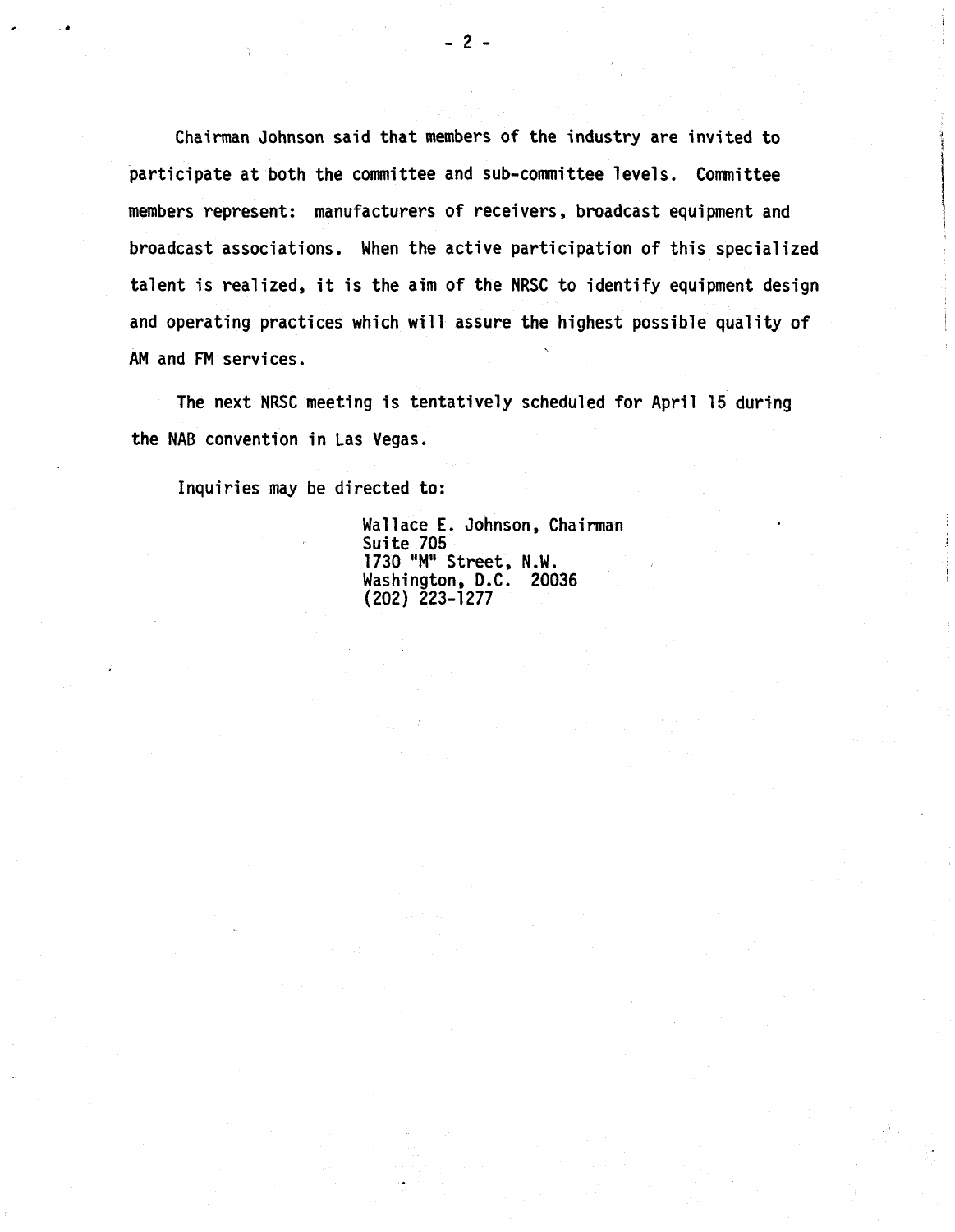Chairman Johnson said that members of the industry are invited to participate at both the committee and sub-committee levels. Committee members represent: manufacturers of receivers, broadcast equipment and broadcast associations. When the active participation of this specialized talent is realized, it is the aim of the NRSC to identify equipment design and operating practices which will assure the highest possible quality of AM and FM services.

The next NRSC meeting is tentatively scheduled for April 15 during the NAB convention in Las Vegas.

Inquiries may be directed to:

Wallace E. Johnson, Chairman  
Suite 705  
1730 "M" Street, N.W.  
Washington, D.C. 20036  
(202) 223-1277